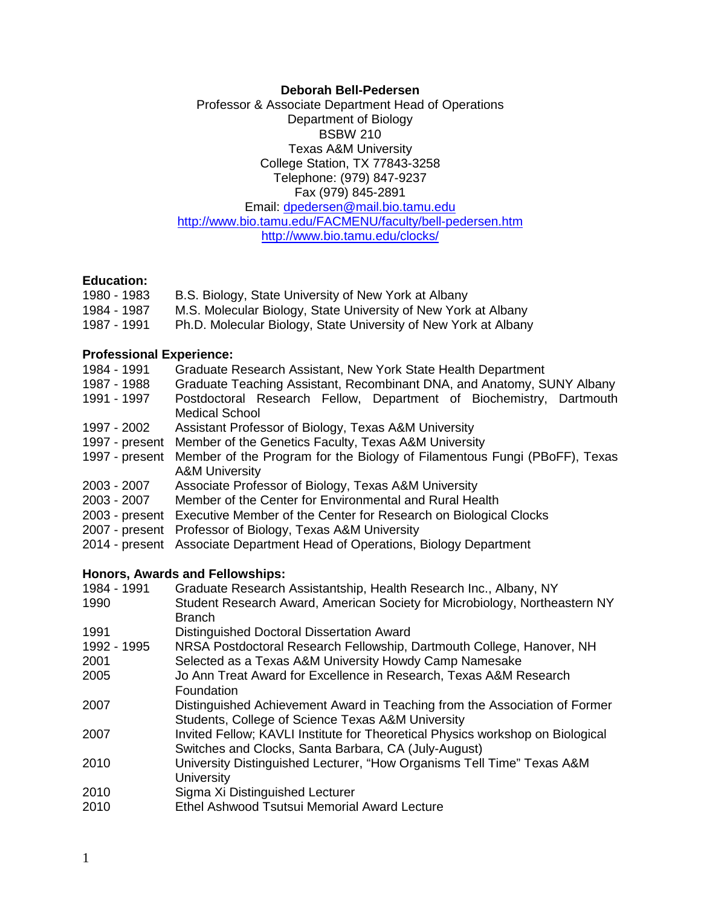**Deborah Bell-Pedersen**

Professor & Associate Department Head of Operations
Department of Biology
BSBW 210
Texas A&M University
College Station, TX 77843-3258
Telephone: (979) 847-9237
Fax (979) 845-2891
Email: dpedersen@mail.bio.tamu.edu
http://www.bio.tamu.edu/FACMENU/faculty/bell-pedersen.htm
http://www.bio.tamu.edu/clocks/

## Education:

| | |
|---|---|
| 1980 - 1983 | B.S. Biology, State University of New York at Albany |
| 1984 - 1987 | M.S. Molecular Biology, State University of New York at Albany |
| 1987 - 1991 | Ph.D. Molecular Biology, State University of New York at Albany |

## Professional Experience:

| | |
|---|---|
| 1984 - 1991 | Graduate Research Assistant, New York State Health Department |
| 1987 - 1988 | Graduate Teaching Assistant, Recombinant DNA, and Anatomy, SUNY Albany |
| 1991 - 1997 | Postdoctoral Research Fellow, Department of Biochemistry, Dartmouth Medical School |
| 1997 - 2002 | Assistant Professor of Biology, Texas A&M University |
| 1997 - present | Member of the Genetics Faculty, Texas A&M University |
| 1997 - present | Member of the Program for the Biology of Filamentous Fungi (PBoFF), Texas A&M University |
| 2003 - 2007 | Associate Professor of Biology, Texas A&M University |
| 2003 - 2007 | Member of the Center for Environmental and Rural Health |
| 2003 - present | Executive Member of the Center for Research on Biological Clocks |
| 2007 - present | Professor of Biology, Texas A&M University |
| 2014 - present | Associate Department Head of Operations, Biology Department |

## Honors, Awards and Fellowships:

| | |
|---|---|
| 1984 - 1991 | Graduate Research Assistantship, Health Research Inc., Albany, NY |
| 1990 | Student Research Award, American Society for Microbiology, Northeastern NY Branch |
| 1991 | Distinguished Doctoral Dissertation Award |
| 1992 - 1995 | NRSA Postdoctoral Research Fellowship, Dartmouth College, Hanover, NH |
| 2001 | Selected as a Texas A&M University Howdy Camp Namesake |
| 2005 | Jo Ann Treat Award for Excellence in Research, Texas A&M Research Foundation |
| 2007 | Distinguished Achievement Award in Teaching from the Association of Former Students, College of Science Texas A&M University |
| 2007 | Invited Fellow; KAVLI Institute for Theoretical Physics workshop on Biological Switches and Clocks, Santa Barbara, CA (July-August) |
| 2010 | University Distinguished Lecturer, "How Organisms Tell Time" Texas A&M University |
| 2010 | Sigma Xi Distinguished Lecturer |
| 2010 | Ethel Ashwood Tsutsui Memorial Award Lecture |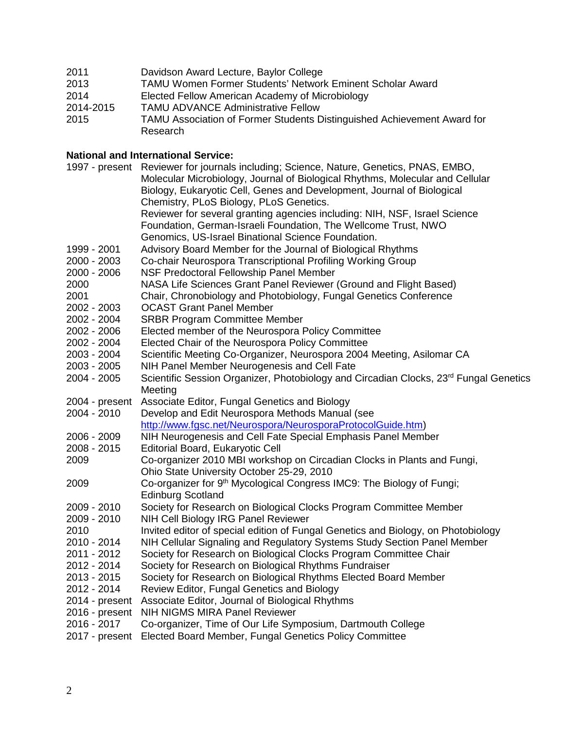| | |
|---|---|
| 2011 | Davidson Award Lecture, Baylor College |
| 2013 | TAMU Women Former Students' Network Eminent Scholar Award |
| 2014 | Elected Fellow American Academy of Microbiology |
| 2014-2015 | TAMU ADVANCE Administrative Fellow |
| 2015 | TAMU Association of Former Students Distinguished Achievement Award for Research |

**National and International Service:**

| | |
|---|---|
| 1997 - present | Reviewer for journals including; Science, Nature, Genetics, PNAS, EMBO, Molecular Microbiology, Journal of Biological Rhythms, Molecular and Cellular Biology, Eukaryotic Cell, Genes and Development, Journal of Biological Chemistry, PLoS Biology, PLoS Genetics. Reviewer for several granting agencies including: NIH, NSF, Israel Science Foundation, German-Israeli Foundation, The Wellcome Trust, NWO Genomics, US-Israel Binational Science Foundation. |
| 1999 - 2001 | Advisory Board Member for the Journal of Biological Rhythms |
| 2000 - 2003 | Co-chair Neurospora Transcriptional Profiling Working Group |
| 2000 - 2006 | NSF Predoctoral Fellowship Panel Member |
| 2000 | NASA Life Sciences Grant Panel Reviewer (Ground and Flight Based) |
| 2001 | Chair, Chronobiology and Photobiology, Fungal Genetics Conference |
| 2002 - 2003 | OCAST Grant Panel Member |
| 2002 - 2004 | SRBR Program Committee Member |
| 2002 - 2006 | Elected member of the Neurospora Policy Committee |
| 2002 - 2004 | Elected Chair of the Neurospora Policy Committee |
| 2003 - 2004 | Scientific Meeting Co-Organizer, Neurospora 2004 Meeting, Asilomar CA |
| 2003 - 2005 | NIH Panel Member Neurogenesis and Cell Fate |
| 2004 - 2005 | Scientific Session Organizer, Photobiology and Circadian Clocks, 23rd Fungal Genetics Meeting |
| 2004 - present | Associate Editor, Fungal Genetics and Biology |
| 2004 - 2010 | Develop and Edit Neurospora Methods Manual (see http://www.fgsc.net/Neurospora/NeurosporaProtocolGuide.htm) |
| 2006 - 2009 | NIH Neurogenesis and Cell Fate Special Emphasis Panel Member |
| 2008 - 2015 | Editorial Board, Eukaryotic Cell |
| 2009 | Co-organizer 2010 MBI workshop on Circadian Clocks in Plants and Fungi, Ohio State University October 25-29, 2010 |
| 2009 | Co-organizer for 9th Mycological Congress IMC9: The Biology of Fungi; Edinburg Scotland |
| 2009 - 2010 | Society for Research on Biological Clocks Program Committee Member |
| 2009 - 2010 | NIH Cell Biology IRG Panel Reviewer |
| 2010 | Invited editor of special edition of Fungal Genetics and Biology, on Photobiology |
| 2010 - 2014 | NIH Cellular Signaling and Regulatory Systems Study Section Panel Member |
| 2011 - 2012 | Society for Research on Biological Clocks Program Committee Chair |
| 2012 - 2014 | Society for Research on Biological Rhythms Fundraiser |
| 2013 - 2015 | Society for Research on Biological Rhythms Elected Board Member |
| 2012 - 2014 | Review Editor, Fungal Genetics and Biology |
| 2014 - present | Associate Editor, Journal of Biological Rhythms |
| 2016 - present | NIH NIGMS MIRA Panel Reviewer |
| 2016 - 2017 | Co-organizer, Time of Our Life Symposium, Dartmouth College |
| 2017 - present | Elected Board Member, Fungal Genetics Policy Committee |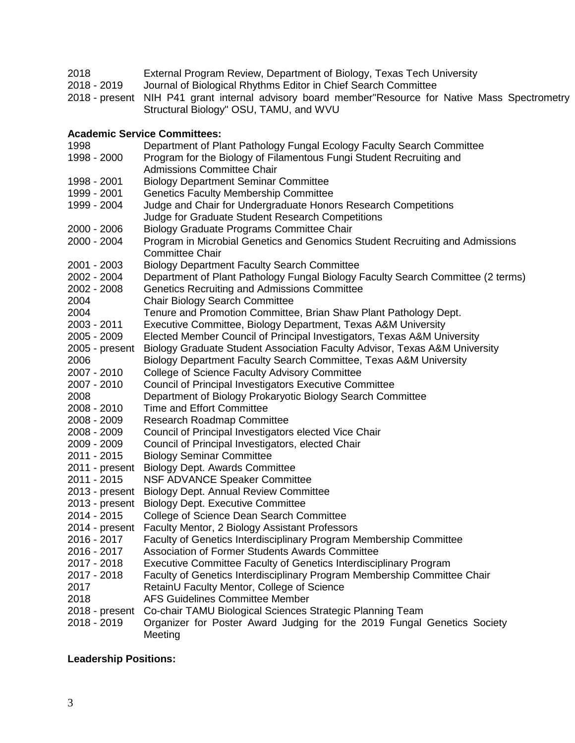2018 External Program Review, Department of Biology, Texas Tech University
2018 - 2019 Journal of Biological Rhythms Editor in Chief Search Committee
2018 - present NIH P41 grant internal advisory board member"Resource for Native Mass Spectrometry Structural Biology" OSU, TAMU, and WVU

**Academic Service Committees:**

1998 Department of Plant Pathology Fungal Ecology Faculty Search Committee
1998 - 2000 Program for the Biology of Filamentous Fungi Student Recruiting and Admissions Committee Chair
1998 - 2001 Biology Department Seminar Committee
1999 - 2001 Genetics Faculty Membership Committee
1999 - 2004 Judge and Chair for Undergraduate Honors Research Competitions
Judge for Graduate Student Research Competitions
2000 - 2006 Biology Graduate Programs Committee Chair
2000 - 2004 Program in Microbial Genetics and Genomics Student Recruiting and Admissions Committee Chair
2001 - 2003 Biology Department Faculty Search Committee
2002 - 2004 Department of Plant Pathology Fungal Biology Faculty Search Committee (2 terms)
2002 - 2008 Genetics Recruiting and Admissions Committee
2004 Chair Biology Search Committee
2004 Tenure and Promotion Committee, Brian Shaw Plant Pathology Dept.
2003 - 2011 Executive Committee, Biology Department, Texas A&M University
2005 - 2009 Elected Member Council of Principal Investigators, Texas A&M University
2005 - present Biology Graduate Student Association Faculty Advisor, Texas A&M University
2006 Biology Department Faculty Search Committee, Texas A&M University
2007 - 2010 College of Science Faculty Advisory Committee
2007 - 2010 Council of Principal Investigators Executive Committee
2008 Department of Biology Prokaryotic Biology Search Committee
2008 - 2010 Time and Effort Committee
2008 - 2009 Research Roadmap Committee
2008 - 2009 Council of Principal Investigators elected Vice Chair
2009 - 2009 Council of Principal Investigators, elected Chair
2011 - 2015 Biology Seminar Committee
2011 - present Biology Dept. Awards Committee
2011 - 2015 NSF ADVANCE Speaker Committee
2013 - present Biology Dept. Annual Review Committee
2013 - present Biology Dept. Executive Committee
2014 - 2015 College of Science Dean Search Committee
2014 - present Faculty Mentor, 2 Biology Assistant Professors
2016 - 2017 Faculty of Genetics Interdisciplinary Program Membership Committee
2016 - 2017 Association of Former Students Awards Committee
2017 - 2018 Executive Committee Faculty of Genetics Interdisciplinary Program
2017 - 2018 Faculty of Genetics Interdisciplinary Program Membership Committee Chair
2017 RetainU Faculty Mentor, College of Science
2018 AFS Guidelines Committee Member
2018 - present Co-chair TAMU Biological Sciences Strategic Planning Team
2018 - 2019 Organizer for Poster Award Judging for the 2019 Fungal Genetics Society Meeting

**Leadership Positions:**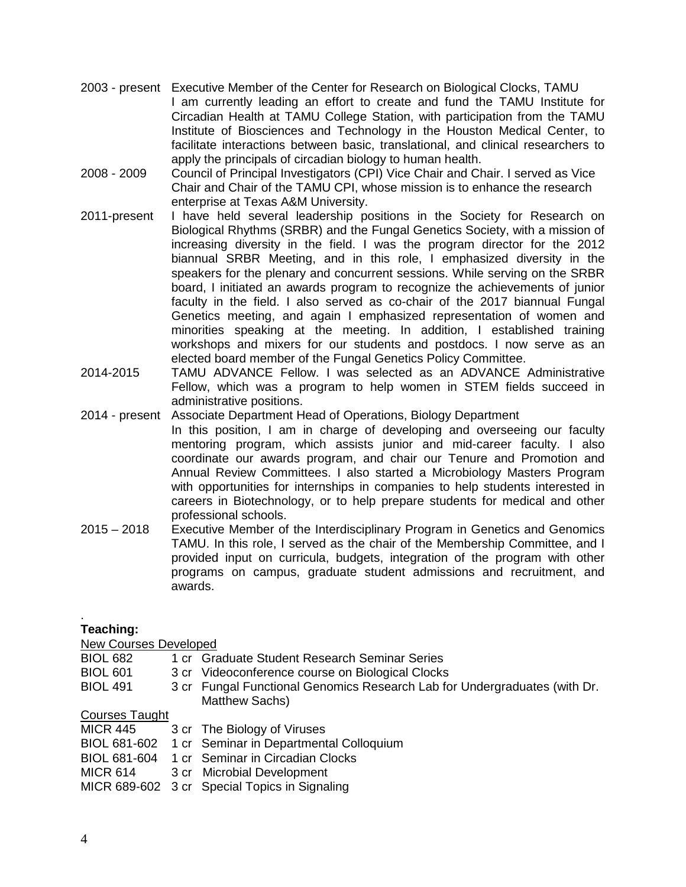2003 - present Executive Member of the Center for Research on Biological Clocks, TAMU
I am currently leading an effort to create and fund the TAMU Institute for Circadian Health at TAMU College Station, with participation from the TAMU Institute of Biosciences and Technology in the Houston Medical Center, to facilitate interactions between basic, translational, and clinical researchers to apply the principals of circadian biology to human health.

2008 - 2009 Council of Principal Investigators (CPI) Vice Chair and Chair. I served as Vice Chair and Chair of the TAMU CPI, whose mission is to enhance the research enterprise at Texas A&M University.

2011-present I have held several leadership positions in the Society for Research on Biological Rhythms (SRBR) and the Fungal Genetics Society, with a mission of increasing diversity in the field. I was the program director for the 2012 biannual SRBR Meeting, and in this role, I emphasized diversity in the speakers for the plenary and concurrent sessions. While serving on the SRBR board, I initiated an awards program to recognize the achievements of junior faculty in the field. I also served as co-chair of the 2017 biannual Fungal Genetics meeting, and again I emphasized representation of women and minorities speaking at the meeting. In addition, I established training workshops and mixers for our students and postdocs. I now serve as an elected board member of the Fungal Genetics Policy Committee.

2014-2015 TAMU ADVANCE Fellow. I was selected as an ADVANCE Administrative Fellow, which was a program to help women in STEM fields succeed in administrative positions.

2014 - present Associate Department Head of Operations, Biology Department
In this position, I am in charge of developing and overseeing our faculty mentoring program, which assists junior and mid-career faculty. I also coordinate our awards program, and chair our Tenure and Promotion and Annual Review Committees. I also started a Microbiology Masters Program with opportunities for internships in companies to help students interested in careers in Biotechnology, or to help prepare students for medical and other professional schools.

2015 – 2018 Executive Member of the Interdisciplinary Program in Genetics and Genomics TAMU. In this role, I served as the chair of the Membership Committee, and I provided input on curricula, budgets, integration of the program with other programs on campus, graduate student admissions and recruitment, and awards.

.

**Teaching:**

New Courses Developed

BIOL 682 1 cr Graduate Student Research Seminar Series
BIOL 601 3 cr Videoconference course on Biological Clocks
BIOL 491 3 cr Fungal Functional Genomics Research Lab for Undergraduates (with Dr. Matthew Sachs)

Courses Taught

MICR 445 3 cr The Biology of Viruses
BIOL 681-602 1 cr Seminar in Departmental Colloquium
BIOL 681-604 1 cr Seminar in Circadian Clocks
MICR 614 3 cr Microbial Development
MICR 689-602 3 cr Special Topics in Signaling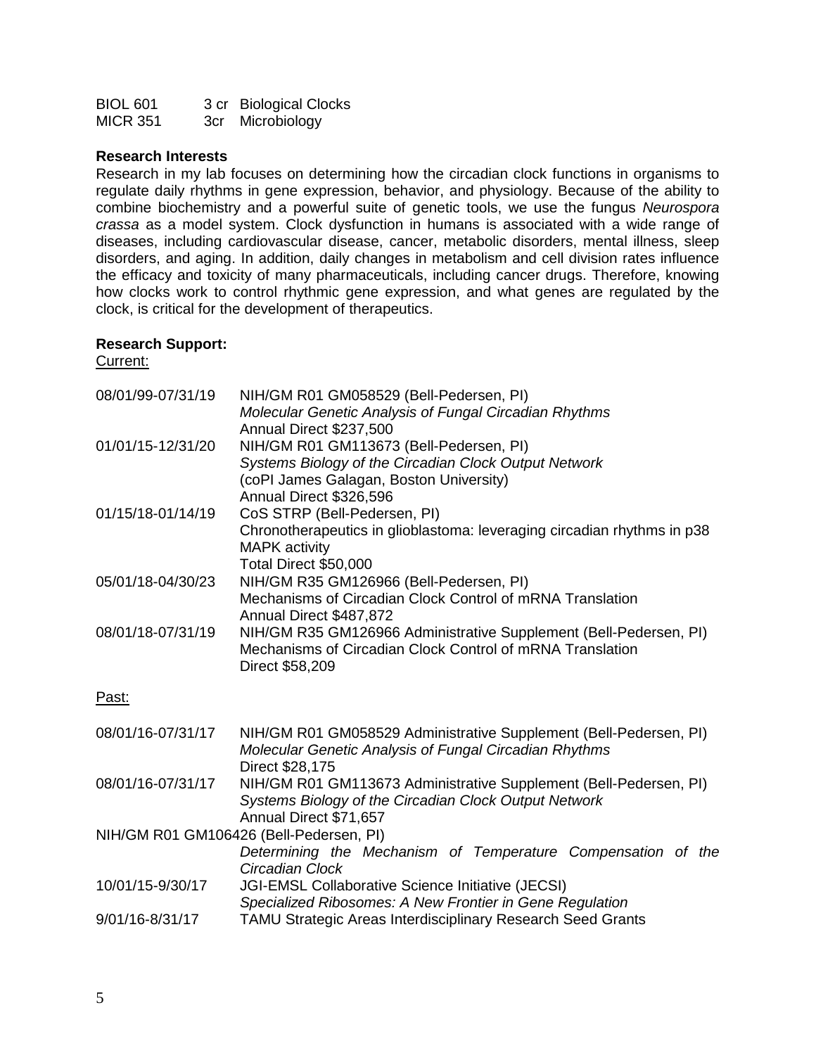BIOL 601 3 cr Biological Clocks
MICR 351 3cr Microbiology

**Research Interests**

Research in my lab focuses on determining how the circadian clock functions in organisms to regulate daily rhythms in gene expression, behavior, and physiology. Because of the ability to combine biochemistry and a powerful suite of genetic tools, we use the fungus *Neurospora crassa* as a model system. Clock dysfunction in humans is associated with a wide range of diseases, including cardiovascular disease, cancer, metabolic disorders, mental illness, sleep disorders, and aging. In addition, daily changes in metabolism and cell division rates influence the efficacy and toxicity of many pharmaceuticals, including cancer drugs. Therefore, knowing how clocks work to control rhythmic gene expression, and what genes are regulated by the clock, is critical for the development of therapeutics.

**Research Support:**

Current:

08/01/99-07/31/19 NIH/GM R01 GM058529 (Bell-Pedersen, PI)
*Molecular Genetic Analysis of Fungal Circadian Rhythms*
Annual Direct $237,500

01/01/15-12/31/20 NIH/GM R01 GM113673 (Bell-Pedersen, PI)
*Systems Biology of the Circadian Clock Output Network*
(coPI James Galagan, Boston University)
Annual Direct $326,596

01/15/18-01/14/19 CoS STRP (Bell-Pedersen, PI)
Chronotherapeutics in glioblastoma: leveraging circadian rhythms in p38 MAPK activity
Total Direct $50,000

05/01/18-04/30/23 NIH/GM R35 GM126966 (Bell-Pedersen, PI)
Mechanisms of Circadian Clock Control of mRNA Translation
Annual Direct $487,872

08/01/18-07/31/19 NIH/GM R35 GM126966 Administrative Supplement (Bell-Pedersen, PI)
Mechanisms of Circadian Clock Control of mRNA Translation
Direct $58,209

Past:

08/01/16-07/31/17 NIH/GM R01 GM058529 Administrative Supplement (Bell-Pedersen, PI)
*Molecular Genetic Analysis of Fungal Circadian Rhythms*
Direct $28,175

08/01/16-07/31/17 NIH/GM R01 GM113673 Administrative Supplement (Bell-Pedersen, PI)
*Systems Biology of the Circadian Clock Output Network*
Annual Direct $71,657

NIH/GM R01 GM106426 (Bell-Pedersen, PI)
*Determining the Mechanism of Temperature Compensation of the Circadian Clock*

10/01/15-9/30/17 JGI-EMSL Collaborative Science Initiative (JECSI)
*Specialized Ribosomes: A New Frontier in Gene Regulation*

9/01/16-8/31/17 TAMU Strategic Areas Interdisciplinary Research Seed Grants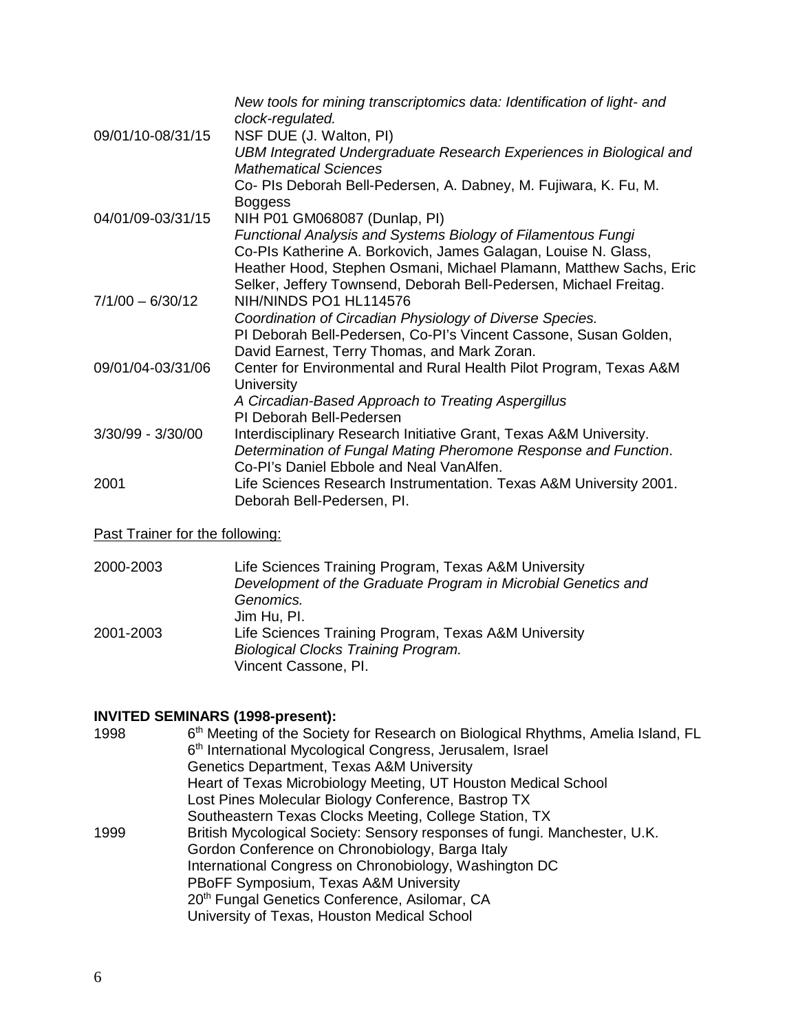| | |
|---|---|
| | *New tools for mining transcriptomics data: Identification of light- and clock-regulated.* |
| 09/01/10-08/31/15 | NSF DUE (J. Walton, PI)<br>*UBM Integrated Undergraduate Research Experiences in Biological and Mathematical Sciences*<br>Co- PIs Deborah Bell-Pedersen, A. Dabney, M. Fujiwara, K. Fu, M. Boggess |
| 04/01/09-03/31/15 | NIH P01 GM068087 (Dunlap, PI)<br>*Functional Analysis and Systems Biology of Filamentous Fungi*<br>Co-PIs Katherine A. Borkovich, James Galagan, Louise N. Glass, Heather Hood, Stephen Osmani, Michael Plamann, Matthew Sachs, Eric Selker, Jeffery Townsend, Deborah Bell-Pedersen, Michael Freitag. |
| 7/1/00 – 6/30/12 | NIH/NINDS PO1 HL114576<br>*Coordination of Circadian Physiology of Diverse Species.*<br>PI Deborah Bell-Pedersen, Co-PI's Vincent Cassone, Susan Golden, David Earnest, Terry Thomas, and Mark Zoran. |
| 09/01/04-03/31/06 | Center for Environmental and Rural Health Pilot Program, Texas A&M University<br>*A Circadian-Based Approach to Treating Aspergillus*<br>PI Deborah Bell-Pedersen |
| 3/30/99 - 3/30/00 | Interdisciplinary Research Initiative Grant, Texas A&M University.<br>*Determination of Fungal Mating Pheromone Response and Function*.<br>Co-PI's Daniel Ebbole and Neal VanAlfen. |
| 2001 | Life Sciences Research Instrumentation. Texas A&M University 2001.<br>Deborah Bell-Pedersen, PI. |

Past Trainer for the following:

| | |
|---|---|
| 2000-2003 | Life Sciences Training Program, Texas A&M University<br>*Development of the Graduate Program in Microbial Genetics and Genomics.*<br>Jim Hu, PI. |
| 2001-2003 | Life Sciences Training Program, Texas A&M University<br>*Biological Clocks Training Program.*<br>Vincent Cassone, PI. |

**INVITED SEMINARS (1998-present):**

| | |
|---|---|
| 1998 | 6th Meeting of the Society for Research on Biological Rhythms, Amelia Island, FL<br>6th International Mycological Congress, Jerusalem, Israel<br>Genetics Department, Texas A&M University<br>Heart of Texas Microbiology Meeting, UT Houston Medical School<br>Lost Pines Molecular Biology Conference, Bastrop TX<br>Southeastern Texas Clocks Meeting, College Station, TX |
| 1999 | British Mycological Society: Sensory responses of fungi. Manchester, U.K.<br>Gordon Conference on Chronobiology, Barga Italy<br>International Congress on Chronobiology, Washington DC<br>PBoFF Symposium, Texas A&M University<br>20th Fungal Genetics Conference, Asilomar, CA<br>University of Texas, Houston Medical School |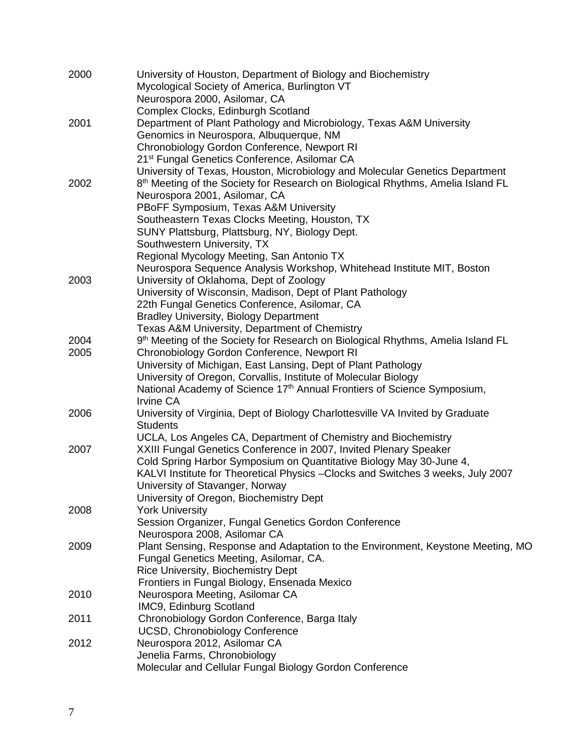2000 University of Houston, Department of Biology and Biochemistry
Mycological Society of America, Burlington VT
Neurospora 2000, Asilomar, CA
Complex Clocks, Edinburgh Scotland

2001 Department of Plant Pathology and Microbiology, Texas A&M University
Genomics in Neurospora, Albuquerque, NM
Chronobiology Gordon Conference, Newport RI
21st Fungal Genetics Conference, Asilomar CA
University of Texas, Houston, Microbiology and Molecular Genetics Department

2002 8th Meeting of the Society for Research on Biological Rhythms, Amelia Island FL
Neurospora 2001, Asilomar, CA
PBoFF Symposium, Texas A&M University
Southeastern Texas Clocks Meeting, Houston, TX
SUNY Plattsburg, Plattsburg, NY, Biology Dept.
Southwestern University, TX
Regional Mycology Meeting, San Antonio TX
Neurospora Sequence Analysis Workshop, Whitehead Institute MIT, Boston

2003 University of Oklahoma, Dept of Zoology
University of Wisconsin, Madison, Dept of Plant Pathology
22th Fungal Genetics Conference, Asilomar, CA
Bradley University, Biology Department
Texas A&M University, Department of Chemistry

2004 9th Meeting of the Society for Research on Biological Rhythms, Amelia Island FL

2005 Chronobiology Gordon Conference, Newport RI
University of Michigan, East Lansing, Dept of Plant Pathology
University of Oregon, Corvallis, Institute of Molecular Biology
National Academy of Science 17th Annual Frontiers of Science Symposium, Irvine CA

2006 University of Virginia, Dept of Biology Charlottesville VA Invited by Graduate Students
UCLA, Los Angeles CA, Department of Chemistry and Biochemistry

2007 XXIII Fungal Genetics Conference in 2007, Invited Plenary Speaker
Cold Spring Harbor Symposium on Quantitative Biology May 30-June 4,
KALVI Institute for Theoretical Physics –Clocks and Switches 3 weeks, July 2007
University of Stavanger, Norway
University of Oregon, Biochemistry Dept

2008 York University
Session Organizer, Fungal Genetics Gordon Conference
Neurospora 2008, Asilomar CA

2009 Plant Sensing, Response and Adaptation to the Environment, Keystone Meeting, MO
Fungal Genetics Meeting, Asilomar, CA.
Rice University, Biochemistry Dept
Frontiers in Fungal Biology, Ensenada Mexico

2010 Neurospora Meeting, Asilomar CA
IMC9, Edinburgh Scotland

2011 Chronobiology Gordon Conference, Barga Italy
UCSD, Chronobiology Conference

2012 Neurospora 2012, Asilomar CA
Jenelia Farms, Chronobiology
Molecular and Cellular Fungal Biology Gordon Conference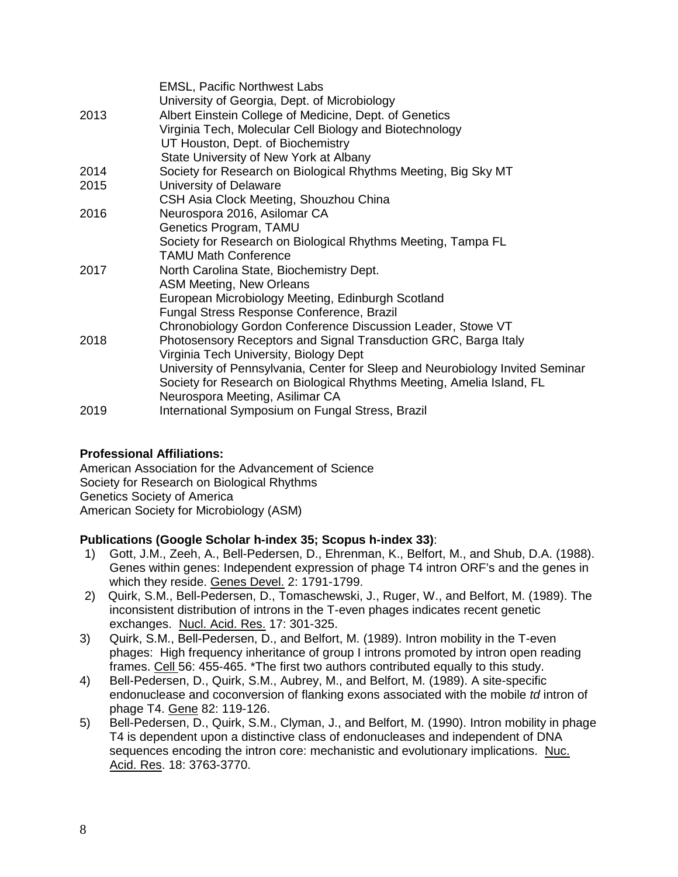| | |
|---|---|
| | EMSL, Pacific Northwest Labs |
| | University of Georgia, Dept. of Microbiology |
| 2013 | Albert Einstein College of Medicine, Dept. of Genetics |
| | Virginia Tech, Molecular Cell Biology and Biotechnology |
| | UT Houston, Dept. of Biochemistry |
| | State University of New York at Albany |
| 2014 | Society for Research on Biological Rhythms Meeting, Big Sky MT |
| 2015 | University of Delaware |
| | CSH Asia Clock Meeting, Shouzhou China |
| 2016 | Neurospora 2016, Asilomar CA |
| | Genetics Program, TAMU |
| | Society for Research on Biological Rhythms Meeting, Tampa FL |
| | TAMU Math Conference |
| 2017 | North Carolina State, Biochemistry Dept. |
| | ASM Meeting, New Orleans |
| | European Microbiology Meeting, Edinburgh Scotland |
| | Fungal Stress Response Conference, Brazil |
| | Chronobiology Gordon Conference Discussion Leader, Stowe VT |
| 2018 | Photosensory Receptors and Signal Transduction GRC, Barga Italy |
| | Virginia Tech University, Biology Dept |
| | University of Pennsylvania, Center for Sleep and Neurobiology Invited Seminar |
| | Society for Research on Biological Rhythms Meeting, Amelia Island, FL |
| | Neurospora Meeting, Asilimar CA |
| 2019 | International Symposium on Fungal Stress, Brazil |

**Professional Affiliations:**

American Association for the Advancement of Science
Society for Research on Biological Rhythms
Genetics Society of America
American Society for Microbiology (ASM)

**Publications (Google Scholar h-index 35; Scopus h-index 33)**:

1) Gott, J.M., Zeeh, A., Bell-Pedersen, D., Ehrenman, K., Belfort, M., and Shub, D.A. (1988). Genes within genes: Independent expression of phage T4 intron ORF's and the genes in which they reside. Genes Devel. 2: 1791-1799.
2) Quirk, S.M., Bell-Pedersen, D., Tomaschewski, J., Ruger, W., and Belfort, M. (1989). The inconsistent distribution of introns in the T-even phages indicates recent genetic exchanges. Nucl. Acid. Res. 17: 301-325.
3) Quirk, S.M., Bell-Pedersen, D., and Belfort, M. (1989). Intron mobility in the T-even phages: High frequency inheritance of group I introns promoted by intron open reading frames. Cell 56: 455-465. *The first two authors contributed equally to this study.
4) Bell-Pedersen, D., Quirk, S.M., Aubrey, M., and Belfort, M. (1989). A site-specific endonuclease and coconversion of flanking exons associated with the mobile *td* intron of phage T4. Gene 82: 119-126.
5) Bell-Pedersen, D., Quirk, S.M., Clyman, J., and Belfort, M. (1990). Intron mobility in phage T4 is dependent upon a distinctive class of endonucleases and independent of DNA sequences encoding the intron core: mechanistic and evolutionary implications. Nuc. Acid. Res. 18: 3763-3770.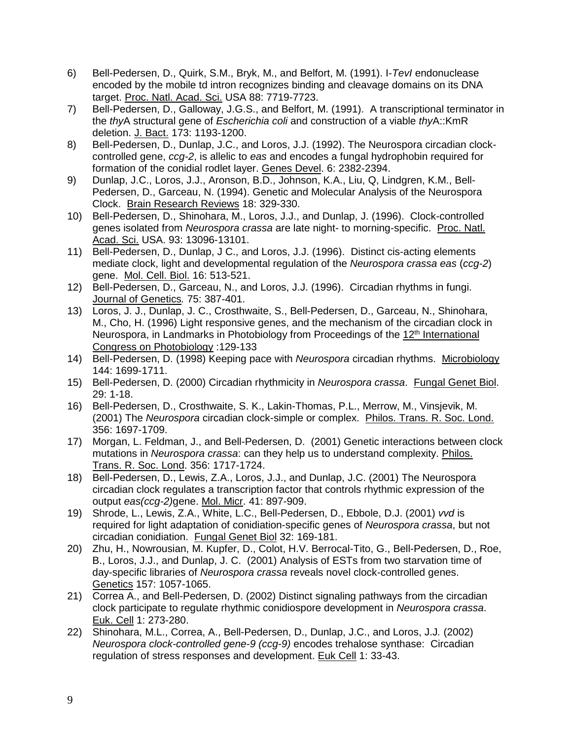6) Bell-Pedersen, D., Quirk, S.M., Bryk, M., and Belfort, M. (1991). I-*TevI* endonuclease encoded by the mobile td intron recognizes binding and cleavage domains on its DNA target. Proc. Natl. Acad. Sci. USA 88: 7719-7723.
7) Bell-Pedersen, D., Galloway, J.G.S., and Belfort, M. (1991). A transcriptional terminator in the *thy*A structural gene of *Escherichia coli* and construction of a viable *thy*A::KmR deletion. J. Bact. 173: 1193-1200.
8) Bell-Pedersen, D., Dunlap, J.C., and Loros, J.J. (1992). The Neurospora circadian clock-controlled gene, *ccg-2*, is allelic to *eas* and encodes a fungal hydrophobin required for formation of the conidial rodlet layer. Genes Devel. 6: 2382-2394.
9) Dunlap, J.C., Loros, J.J., Aronson, B.D., Johnson, K.A., Liu, Q, Lindgren, K.M., Bell-Pedersen, D., Garceau, N. (1994). Genetic and Molecular Analysis of the Neurospora Clock. Brain Research Reviews 18: 329-330.
10) Bell-Pedersen, D., Shinohara, M., Loros, J.J., and Dunlap, J. (1996). Clock-controlled genes isolated from *Neurospora crassa* are late night- to morning-specific. Proc. Natl. Acad. Sci. USA. 93: 13096-13101.
11) Bell-Pedersen, D., Dunlap, J C., and Loros, J.J. (1996). Distinct cis-acting elements mediate clock, light and developmental regulation of the *Neurospora crassa eas* (*ccg-2*) gene. Mol. Cell. Biol. 16: 513-521.
12) Bell-Pedersen, D., Garceau, N., and Loros, J.J. (1996). Circadian rhythms in fungi. Journal of Genetics*.* 75: 387-401.
13) Loros, J. J., Dunlap, J. C., Crosthwaite, S., Bell-Pedersen, D., Garceau, N., Shinohara, M., Cho, H. (1996) Light responsive genes, and the mechanism of the circadian clock in Neurospora, in Landmarks in Photobiology from Proceedings of the 12th International Congress on Photobiology :129-133
14) Bell-Pedersen, D. (1998) Keeping pace with *Neurospora* circadian rhythms. Microbiology 144: 1699-1711.
15) Bell-Pedersen, D. (2000) Circadian rhythmicity in *Neurospora crassa*. Fungal Genet Biol. 29: 1-18.
16) Bell-Pedersen, D., Crosthwaite, S. K., Lakin-Thomas, P.L., Merrow, M., Vinsjevik, M. (2001) The *Neurospora* circadian clock-simple or complex. Philos. Trans. R. Soc. Lond. 356: 1697-1709.
17) Morgan, L. Feldman, J., and Bell-Pedersen, D. (2001) Genetic interactions between clock mutations in *Neurospora crassa*: can they help us to understand complexity. Philos. Trans. R. Soc. Lond. 356: 1717-1724.
18) Bell-Pedersen, D., Lewis, Z.A., Loros, J.J., and Dunlap, J.C. (2001) The Neurospora circadian clock regulates a transcription factor that controls rhythmic expression of the output *eas(ccg-2)*gene. Mol. Micr. 41: 897-909.
19) Shrode, L., Lewis, Z.A., White, L.C., Bell-Pedersen, D., Ebbole, D.J. (2001) *vvd* is required for light adaptation of conidiation-specific genes of *Neurospora crassa*, but not circadian conidiation. Fungal Genet Biol 32: 169-181.
20) Zhu, H., Nowrousian, M. Kupfer, D., Colot, H.V. Berrocal-Tito, G., Bell-Pedersen, D., Roe, B., Loros, J.J., and Dunlap, J. C. (2001) Analysis of ESTs from two starvation time of day-specific libraries of *Neurospora crassa* reveals novel clock-controlled genes. Genetics 157: 1057-1065.
21) Correa A., and Bell-Pedersen, D. (2002) Distinct signaling pathways from the circadian clock participate to regulate rhythmic conidiospore development in *Neurospora crassa*. Euk. Cell 1: 273-280.
22) Shinohara, M.L., Correa, A., Bell-Pedersen, D., Dunlap, J.C., and Loros, J.J*.* (2002) *Neurospora clock-controlled gene-9 (ccg-9)* encodes trehalose synthase: Circadian regulation of stress responses and development. Euk Cell 1: 33-43.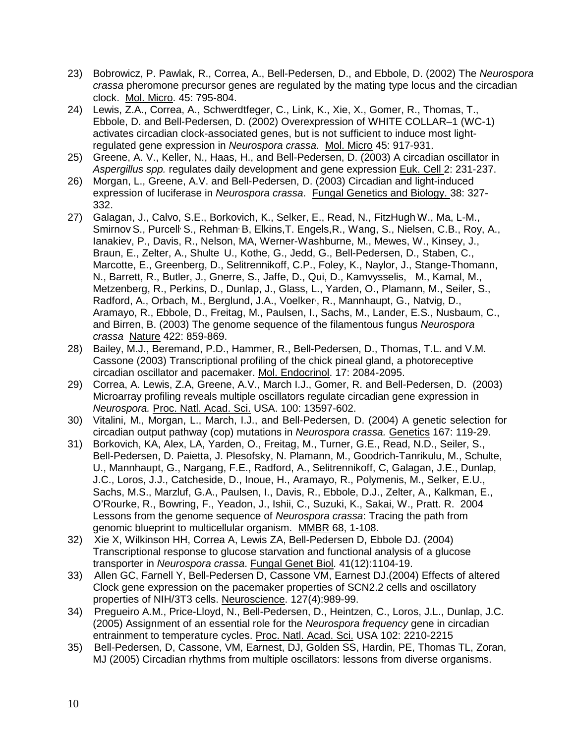23) Bobrowicz, P. Pawlak, R., Correa, A., Bell-Pedersen, D., and Ebbole, D. (2002) The *Neurospora crassa* pheromone precursor genes are regulated by the mating type locus and the circadian clock. Mol. Micro. 45: 795-804.
24) Lewis, Z.A., Correa, A., Schwerdtfeger, C., Link, K., Xie, X., Gomer, R., Thomas, T., Ebbole, D. and Bell-Pedersen, D. (2002) Overexpression of WHITE COLLAR–1 (WC-1) activates circadian clock-associated genes, but is not sufficient to induce most light-regulated gene expression in *Neurospora crassa*. Mol. Micro 45: 917-931.
25) Greene, A. V., Keller, N., Haas, H., and Bell-Pedersen, D. (2003) A circadian oscillator in *Aspergillus spp.* regulates daily development and gene expression Euk. Cell 2: 231-237.
26) Morgan, L., Greene, A.V. and Bell-Pedersen, D. (2003) Circadian and light-induced expression of luciferase in *Neurospora crassa*. Fungal Genetics and Biology. 38: 327-332.
27) Galagan, J., Calvo, S.E., Borkovich, K., Selker, E., Read, N., FitzHugh W., Ma, L-M., Smirnov S., Purcell S., Rehman B, Elkins,T. Engels,R., Wang, S., Nielsen, C.B., Roy, A., Ianakiev, P., Davis, R., Nelson, MA, Werner-Washburne, M., Mewes, W., Kinsey, J., Braun, E., Zelter, A., Shulte U., Kothe, G., Jedd, G., Bell-Pedersen, D., Staben, C., Marcotte, E., Greenberg, D., Selitrennikoff, C.P., Foley, K., Naylor, J., Stange-Thomann, N., Barrett, R., Butler, J., Gnerre, S., Jaffe, D., Qui, D., Kamvysselis, M., Kamal, M., Metzenberg, R., Perkins, D., Dunlap, J., Glass, L., Yarden, O., Plamann, M., Seiler, S., Radford, A., Orbach, M., Berglund, J.A., Voelker, R., Mannhaupt, G., Natvig, D., Aramayo, R., Ebbole, D., Freitag, M., Paulsen, I., Sachs, M., Lander, E.S., Nusbaum, C., and Birren, B. (2003) The genome sequence of the filamentous fungus *Neurospora crassa* Nature 422: 859-869.
28) Bailey, M.J., Beremand, P.D., Hammer, R., Bell-Pedersen, D., Thomas, T.L. and V.M. Cassone (2003) Transcriptional profiling of the chick pineal gland, a photoreceptive circadian oscillator and pacemaker. Mol. Endocrinol. 17: 2084-2095.
29) Correa, A. Lewis, Z.A, Greene, A.V., March I.J., Gomer, R. and Bell-Pedersen, D. (2003) Microarray profiling reveals multiple oscillators regulate circadian gene expression in *Neurospora.* Proc. Natl. Acad. Sci. USA. 100: 13597-602.
30) Vitalini, M., Morgan, L., March, I.J., and Bell-Pedersen, D. (2004) A genetic selection for circadian output pathway (cop) mutations in *Neurospora crassa.* Genetics 167: 119-29.
31) Borkovich, KA, Alex, LA, Yarden, O., Freitag, M., Turner, G.E., Read, N.D., Seiler, S., Bell-Pedersen, D. Paietta, J. Plesofsky, N. Plamann, M., Goodrich-Tanrikulu, M., Schulte, U., Mannhaupt, G., Nargang, F.E., Radford, A., Selitrennikoff, C, Galagan, J.E., Dunlap, J.C., Loros, J.J., Catcheside, D., Inoue, H., Aramayo, R., Polymenis, M., Selker, E.U., Sachs, M.S., Marzluf, G.A., Paulsen, I., Davis, R., Ebbole, D.J., Zelter, A., Kalkman, E., O'Rourke, R., Bowring, F., Yeadon, J., Ishii, C., Suzuki, K., Sakai, W., Pratt. R. 2004 Lessons from the genome sequence of *Neurospora crassa*: Tracing the path from genomic blueprint to multicellular organism. MMBR 68, 1-108.
32) Xie X, Wilkinson HH, Correa A, Lewis ZA, Bell-Pedersen D, Ebbole DJ. (2004) Transcriptional response to glucose starvation and functional analysis of a glucose transporter in *Neurospora crassa*. Fungal Genet Biol. 41(12):1104-19.
33) Allen GC, Farnell Y, Bell-Pedersen D, Cassone VM, Earnest DJ.(2004) Effects of altered Clock gene expression on the pacemaker properties of SCN2.2 cells and oscillatory properties of NIH/3T3 cells. Neuroscience. 127(4):989-99.
34) Pregueiro A.M., Price-Lloyd, N., Bell-Pedersen, D., Heintzen, C., Loros, J.L., Dunlap, J.C. (2005) Assignment of an essential role for the *Neurospora frequency* gene in circadian entrainment to temperature cycles. Proc. Natl. Acad. Sci. USA 102: 2210-2215
35) Bell-Pedersen, D, Cassone, VM, Earnest, DJ, Golden SS, Hardin, PE, Thomas TL, Zoran, MJ (2005) Circadian rhythms from multiple oscillators: lessons from diverse organisms.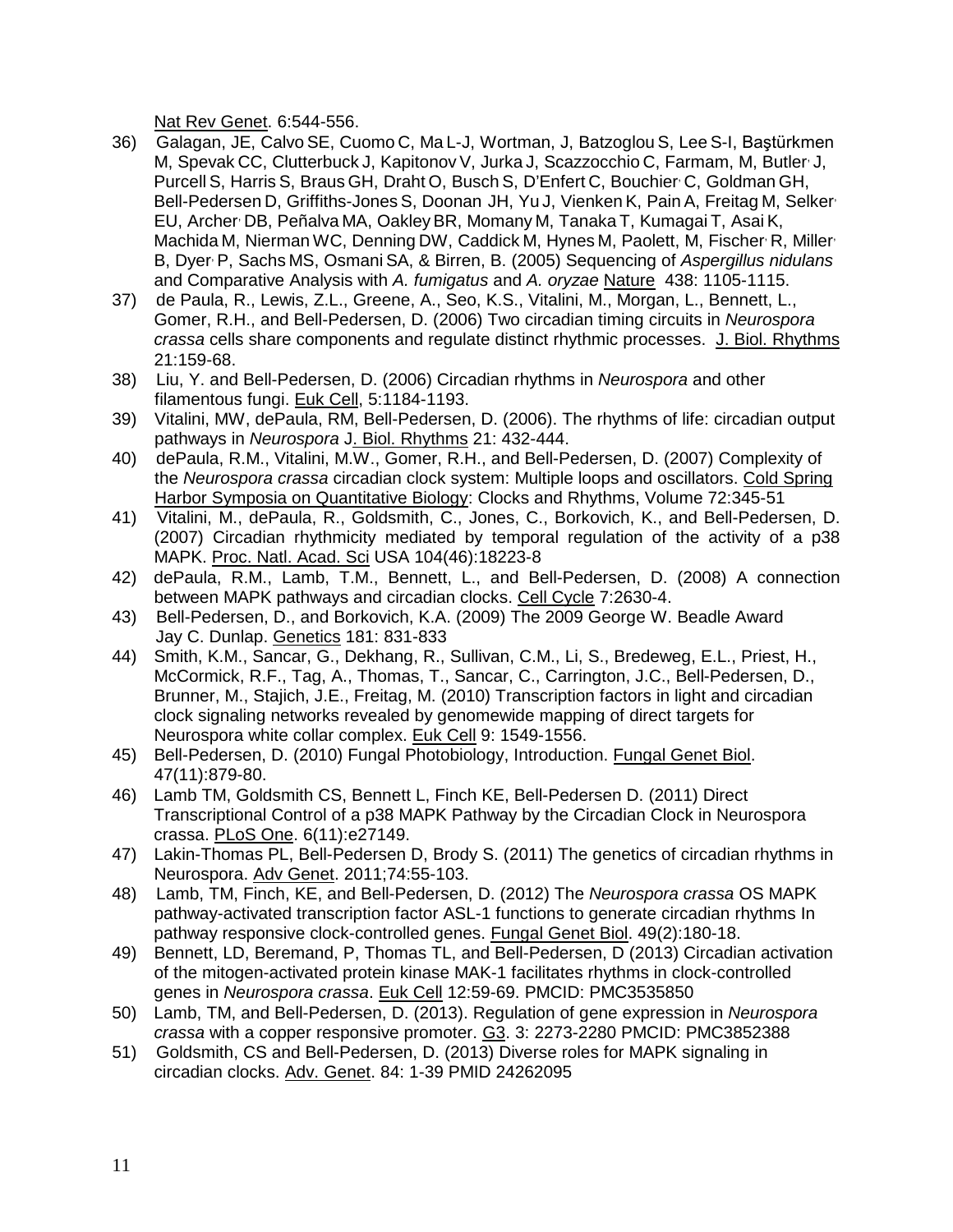Nat Rev Genet. 6:544-556.

36) Galagan, JE, Calvo SE, Cuomo C, Ma L-J, Wortman, J, Batzoglou S, Lee S-I, Baştürkmen M, Spevak CC, Clutterbuck J, Kapitonov V, Jurka J, Scazzocchio C, Farmam, M, Butler, J, Purcell S, Harris S, Braus GH, Draht O, Busch S, D'Enfert C, Bouchier, C, Goldman GH, Bell-Pedersen D, Griffiths-Jones S, Doonan JH, Yu J, Vienken K, Pain A, Freitag M, Selker, EU, Archer, DB, Peñalva MA, Oakley BR, Momany M, Tanaka T, Kumagai T, Asai K, Machida M, Nierman WC, Denning DW, Caddick M, Hynes M, Paolett, M, Fischer, R, Miller, B, Dyer, P, Sachs MS, Osmani SA, & Birren, B. (2005) Sequencing of *Aspergillus nidulans* and Comparative Analysis with *A. fumigatus* and *A. oryzae* Nature 438: 1105-1115.
37) de Paula, R., Lewis, Z.L., Greene, A., Seo, K.S., Vitalini, M., Morgan, L., Bennett, L., Gomer, R.H., and Bell-Pedersen, D. (2006) Two circadian timing circuits in *Neurospora crassa* cells share components and regulate distinct rhythmic processes. J. Biol. Rhythms 21:159-68.
38) Liu, Y. and Bell-Pedersen, D. (2006) Circadian rhythms in *Neurospora* and other filamentous fungi. Euk Cell, 5:1184-1193.
39) Vitalini, MW, dePaula, RM, Bell-Pedersen, D. (2006). The rhythms of life: circadian output pathways in *Neurospora* J. Biol. Rhythms 21: 432-444.
40) dePaula, R.M., Vitalini, M.W., Gomer, R.H., and Bell-Pedersen, D. (2007) Complexity of the *Neurospora crassa* circadian clock system: Multiple loops and oscillators. Cold Spring Harbor Symposia on Quantitative Biology: Clocks and Rhythms, Volume 72:345-51
41) Vitalini, M., dePaula, R., Goldsmith, C., Jones, C., Borkovich, K., and Bell-Pedersen, D. (2007) Circadian rhythmicity mediated by temporal regulation of the activity of a p38 MAPK. Proc. Natl. Acad. Sci USA 104(46):18223-8
42) dePaula, R.M., Lamb, T.M., Bennett, L., and Bell-Pedersen, D. (2008) A connection between MAPK pathways and circadian clocks. Cell Cycle 7:2630-4.
43) Bell-Pedersen, D., and Borkovich, K.A. (2009) The 2009 George W. Beadle Award Jay C. Dunlap. Genetics 181: 831-833
44) Smith, K.M., Sancar, G., Dekhang, R., Sullivan, C.M., Li, S., Bredeweg, E.L., Priest, H., McCormick, R.F., Tag, A., Thomas, T., Sancar, C., Carrington, J.C., Bell-Pedersen, D., Brunner, M., Stajich, J.E., Freitag, M. (2010) Transcription factors in light and circadian clock signaling networks revealed by genomewide mapping of direct targets for Neurospora white collar complex. Euk Cell 9: 1549-1556.
45) Bell-Pedersen, D. (2010) Fungal Photobiology, Introduction. Fungal Genet Biol. 47(11):879-80.
46) Lamb TM, Goldsmith CS, Bennett L, Finch KE, Bell-Pedersen D. (2011) Direct Transcriptional Control of a p38 MAPK Pathway by the Circadian Clock in Neurospora crassa. PLoS One. 6(11):e27149.
47) Lakin-Thomas PL, Bell-Pedersen D, Brody S. (2011) The genetics of circadian rhythms in Neurospora. Adv Genet. 2011;74:55-103.
48) Lamb, TM, Finch, KE, and Bell-Pedersen, D. (2012) The *Neurospora crassa* OS MAPK pathway-activated transcription factor ASL-1 functions to generate circadian rhythms In pathway responsive clock-controlled genes. Fungal Genet Biol. 49(2):180-18.
49) Bennett, LD, Beremand, P, Thomas TL, and Bell-Pedersen, D (2013) Circadian activation of the mitogen-activated protein kinase MAK-1 facilitates rhythms in clock-controlled genes in *Neurospora crassa*. Euk Cell 12:59-69. PMCID: PMC3535850
50) Lamb, TM, and Bell-Pedersen, D. (2013). Regulation of gene expression in *Neurospora crassa* with a copper responsive promoter. G3. 3: 2273-2280 PMCID: PMC3852388
51) Goldsmith, CS and Bell-Pedersen, D. (2013) Diverse roles for MAPK signaling in circadian clocks. Adv. Genet. 84: 1-39 PMID 24262095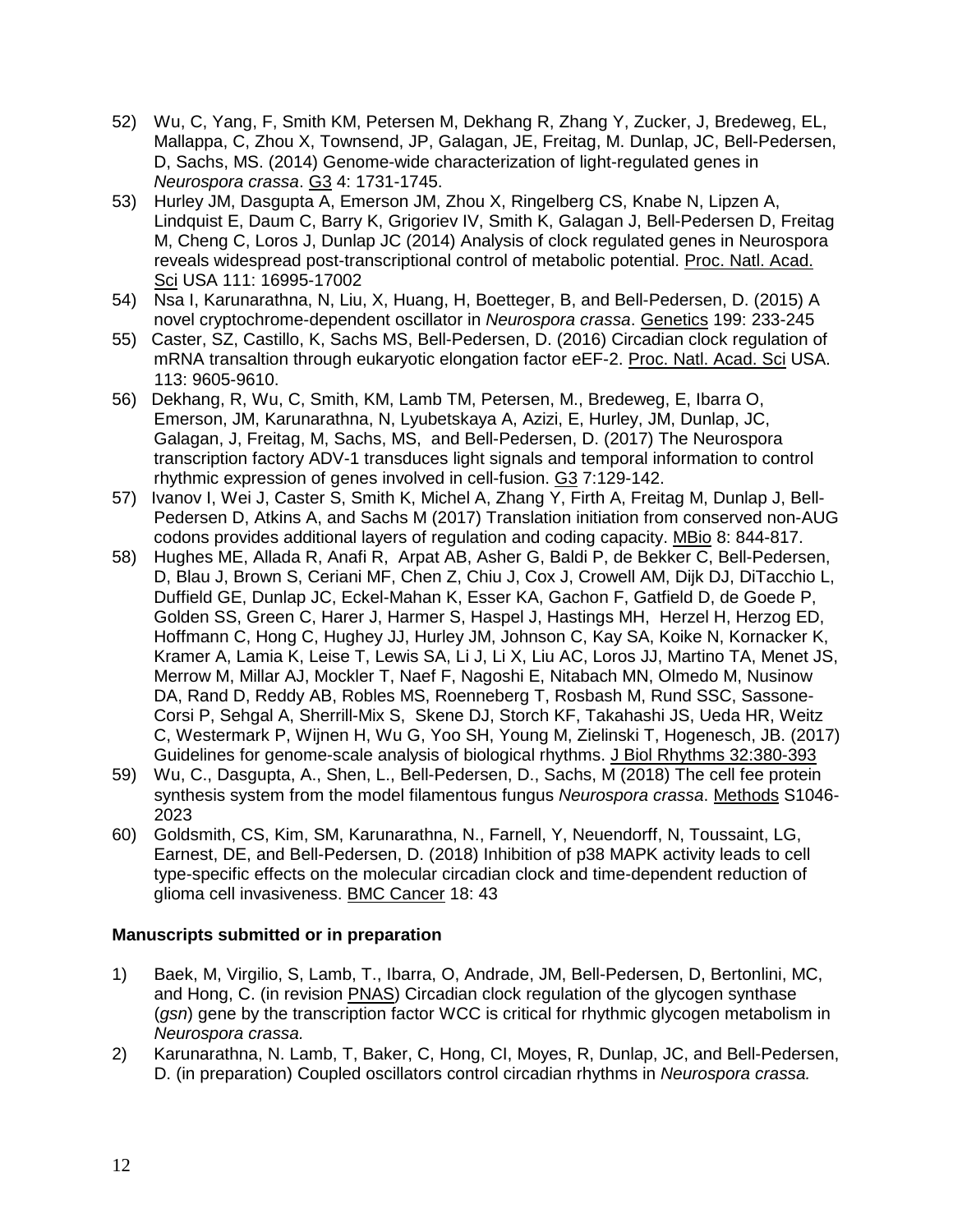52) Wu, C, Yang, F, Smith KM, Petersen M, Dekhang R, Zhang Y, Zucker, J, Bredeweg, EL, Mallappa, C, Zhou X, Townsend, JP, Galagan, JE, Freitag, M. Dunlap, JC, Bell-Pedersen, D, Sachs, MS. (2014) Genome-wide characterization of light-regulated genes in *Neurospora crassa*. G3 4: 1731-1745.

53) Hurley JM, Dasgupta A, Emerson JM, Zhou X, Ringelberg CS, Knabe N, Lipzen A, Lindquist E, Daum C, Barry K, Grigoriev IV, Smith K, Galagan J, Bell-Pedersen D, Freitag M, Cheng C, Loros J, Dunlap JC (2014) Analysis of clock regulated genes in Neurospora reveals widespread post-transcriptional control of metabolic potential. Proc. Natl. Acad. Sci USA 111: 16995-17002

54) Nsa I, Karunarathna, N, Liu, X, Huang, H, Boetteger, B, and Bell-Pedersen, D. (2015) A novel cryptochrome-dependent oscillator in *Neurospora crassa*. Genetics 199: 233-245

55) Caster, SZ, Castillo, K, Sachs MS, Bell-Pedersen, D. (2016) Circadian clock regulation of mRNA transaltion through eukaryotic elongation factor eEF-2. Proc. Natl. Acad. Sci USA. 113: 9605-9610.

56) Dekhang, R, Wu, C, Smith, KM, Lamb TM, Petersen, M., Bredeweg, E, Ibarra O, Emerson, JM, Karunarathna, N, Lyubetskaya A, Azizi, E, Hurley, JM, Dunlap, JC, Galagan, J, Freitag, M, Sachs, MS, and Bell-Pedersen, D. (2017) The Neurospora transcription factory ADV-1 transduces light signals and temporal information to control rhythmic expression of genes involved in cell-fusion. G3 7:129-142.

57) Ivanov I, Wei J, Caster S, Smith K, Michel A, Zhang Y, Firth A, Freitag M, Dunlap J, Bell-Pedersen D, Atkins A, and Sachs M (2017) Translation initiation from conserved non-AUG codons provides additional layers of regulation and coding capacity. MBio 8: 844-817.

58) Hughes ME, Allada R, Anafi R, Arpat AB, Asher G, Baldi P, de Bekker C, Bell-Pedersen, D, Blau J, Brown S, Ceriani MF, Chen Z, Chiu J, Cox J, Crowell AM, Dijk DJ, DiTacchio L, Duffield GE, Dunlap JC, Eckel-Mahan K, Esser KA, Gachon F, Gatfield D, de Goede P, Golden SS, Green C, Harer J, Harmer S, Haspel J, Hastings MH, Herzel H, Herzog ED, Hoffmann C, Hong C, Hughey JJ, Hurley JM, Johnson C, Kay SA, Koike N, Kornacker K, Kramer A, Lamia K, Leise T, Lewis SA, Li J, Li X, Liu AC, Loros JJ, Martino TA, Menet JS, Merrow M, Millar AJ, Mockler T, Naef F, Nagoshi E, Nitabach MN, Olmedo M, Nusinow DA, Rand D, Reddy AB, Robles MS, Roenneberg T, Rosbash M, Rund SSC, Sassone-Corsi P, Sehgal A, Sherrill-Mix S, Skene DJ, Storch KF, Takahashi JS, Ueda HR, Weitz C, Westermark P, Wijnen H, Wu G, Yoo SH, Young M, Zielinski T, Hogenesch, JB. (2017) Guidelines for genome-scale analysis of biological rhythms. J Biol Rhythms 32:380-393

59) Wu, C., Dasgupta, A., Shen, L., Bell-Pedersen, D., Sachs, M (2018) The cell fee protein synthesis system from the model filamentous fungus *Neurospora crassa*. Methods S1046-2023

60) Goldsmith, CS, Kim, SM, Karunarathna, N., Farnell, Y, Neuendorff, N, Toussaint, LG, Earnest, DE, and Bell-Pedersen, D. (2018) Inhibition of p38 MAPK activity leads to cell type-specific effects on the molecular circadian clock and time-dependent reduction of glioma cell invasiveness. BMC Cancer 18: 43

**Manuscripts submitted or in preparation**

1) Baek, M, Virgilio, S, Lamb, T., Ibarra, O, Andrade, JM, Bell-Pedersen, D, Bertonlini, MC, and Hong, C. (in revision PNAS) Circadian clock regulation of the glycogen synthase (*gsn*) gene by the transcription factor WCC is critical for rhythmic glycogen metabolism in *Neurospora crassa.*

2) Karunarathna, N. Lamb, T, Baker, C, Hong, CI, Moyes, R, Dunlap, JC, and Bell-Pedersen, D. (in preparation) Coupled oscillators control circadian rhythms in *Neurospora crassa.*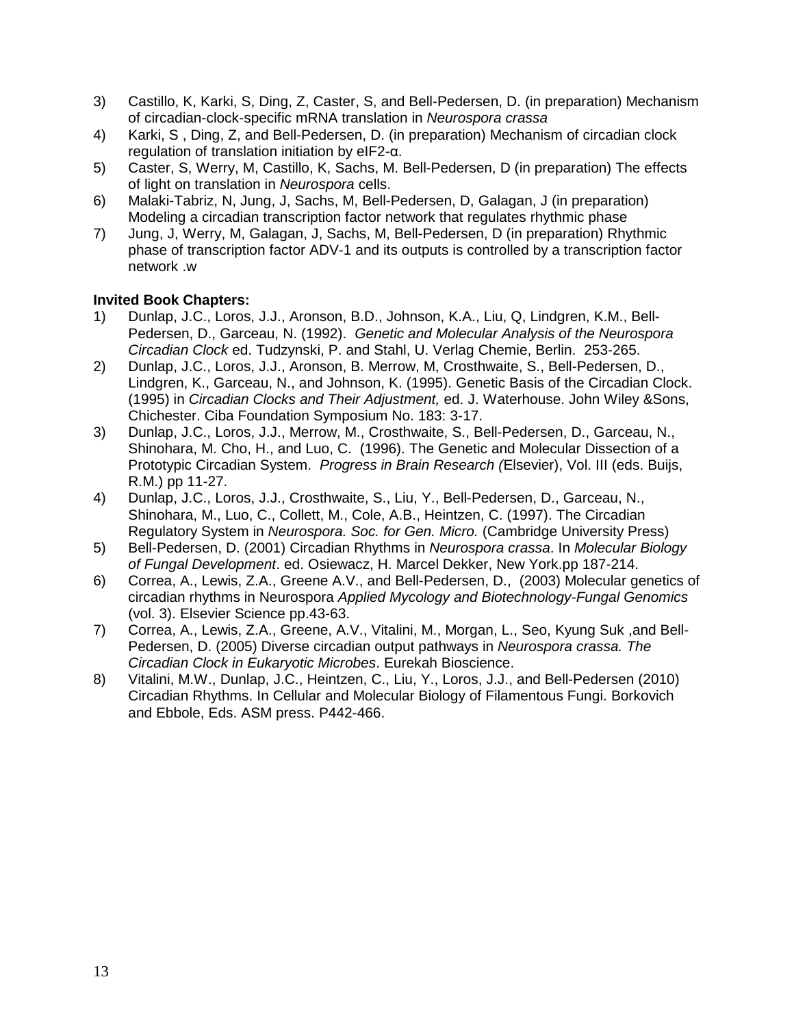3) Castillo, K, Karki, S, Ding, Z, Caster, S, and Bell-Pedersen, D. (in preparation) Mechanism of circadian-clock-specific mRNA translation in *Neurospora crassa*
4) Karki, S , Ding, Z, and Bell-Pedersen, D. (in preparation) Mechanism of circadian clock regulation of translation initiation by eIF2-α.
5) Caster, S, Werry, M, Castillo, K, Sachs, M. Bell-Pedersen, D (in preparation) The effects of light on translation in *Neurospora* cells.
6) Malaki-Tabriz, N, Jung, J, Sachs, M, Bell-Pedersen, D, Galagan, J (in preparation) Modeling a circadian transcription factor network that regulates rhythmic phase
7) Jung, J, Werry, M, Galagan, J, Sachs, M, Bell-Pedersen, D (in preparation) Rhythmic phase of transcription factor ADV-1 and its outputs is controlled by a transcription factor network .w

**Invited Book Chapters:**

1) Dunlap, J.C., Loros, J.J., Aronson, B.D., Johnson, K.A., Liu, Q, Lindgren, K.M., Bell-Pedersen, D., Garceau, N. (1992). *Genetic and Molecular Analysis of the Neurospora Circadian Clock* ed. Tudzynski, P. and Stahl, U. Verlag Chemie, Berlin. 253-265.
2) Dunlap, J.C., Loros, J.J., Aronson, B. Merrow, M, Crosthwaite, S., Bell-Pedersen, D., Lindgren, K., Garceau, N., and Johnson, K. (1995). Genetic Basis of the Circadian Clock. (1995) in *Circadian Clocks and Their Adjustment,* ed. J. Waterhouse. John Wiley &Sons, Chichester. Ciba Foundation Symposium No. 183: 3-17.
3) Dunlap, J.C., Loros, J.J., Merrow, M., Crosthwaite, S., Bell-Pedersen, D., Garceau, N., Shinohara, M. Cho, H., and Luo, C. (1996). The Genetic and Molecular Dissection of a Prototypic Circadian System. *Progress in Brain Research (*Elsevier), Vol. III (eds. Buijs, R.M.) pp 11-27.
4) Dunlap, J.C., Loros, J.J., Crosthwaite, S., Liu, Y., Bell-Pedersen, D., Garceau, N., Shinohara, M., Luo, C., Collett, M., Cole, A.B., Heintzen, C. (1997). The Circadian Regulatory System in *Neurospora. Soc. for Gen. Micro.* (Cambridge University Press)
5) Bell-Pedersen, D. (2001) Circadian Rhythms in *Neurospora crassa*. In *Molecular Biology of Fungal Development*. ed. Osiewacz, H. Marcel Dekker, New York.pp 187-214.
6) Correa, A., Lewis, Z.A., Greene A.V., and Bell-Pedersen, D., (2003) Molecular genetics of circadian rhythms in Neurospora *Applied Mycology and Biotechnology-Fungal Genomics* (vol. 3). Elsevier Science pp.43-63.
7) Correa, A., Lewis, Z.A., Greene, A.V., Vitalini, M., Morgan, L., Seo, Kyung Suk ,and Bell-Pedersen, D. (2005) Diverse circadian output pathways in *Neurospora crassa. The Circadian Clock in Eukaryotic Microbes*. Eurekah Bioscience.
8) Vitalini, M.W., Dunlap, J.C., Heintzen, C., Liu, Y., Loros, J.J., and Bell-Pedersen (2010) Circadian Rhythms. In Cellular and Molecular Biology of Filamentous Fungi. Borkovich and Ebbole, Eds. ASM press. P442-466.